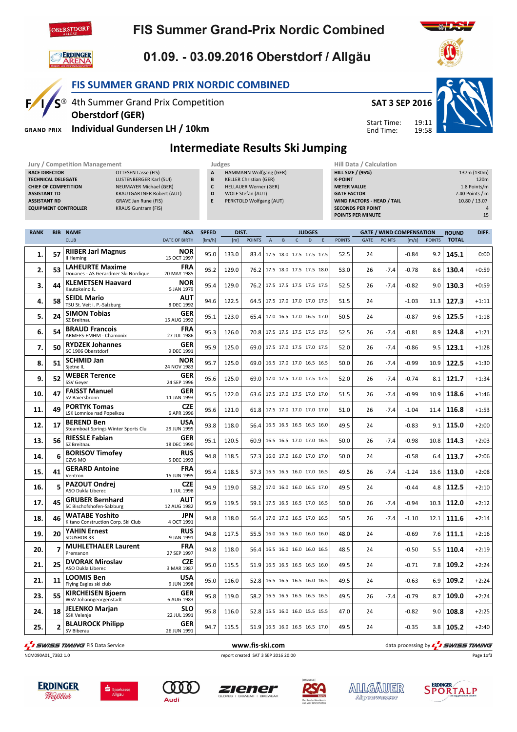# FIS Summer Grand-Prix Nordic Combined

## 01.09. - 03.09.2016 Oberstdorf / Allgäu

### FIS SUMMER GRAND PRIX NORDIC COMBINED

4th Summer Grand Prix Competition
**Oberstdorf (GER)**
**Individual Gundersen LH / 10km**

**SAT 3 SEP 2016**

Start Time: 19:11
End Time: 19:58

## Intermediate Results Ski Jumping

**Jury / Competition Management**

| | |
|---|---|
| RACE DIRECTOR | OTTESEN Lasse (FIS) |
| TECHNICAL DELEGATE | LUSTENBERGER Karl (SUI) |
| CHIEF OF COMPETITION | NEUMAYER Michael (GER) |
| ASSISTANT TD | KRAUTGARTNER Robert (AUT) |
| ASSISTANT RD | GRAVE Jan Rune (FIS) |
| EQUIPMENT CONTROLLER | KRAUS Guntram (FIS) |

**Judges**

| | |
|---|---|
| A | HAMMANN Wolfgang (GER) |
| B | KELLER Christian (GER) |
| C | HELLAUER Werner (GER) |
| D | WOLF Stefan (AUT) |
| E | PERKTOLD Wolfgang (AUT) |

**Hill Data / Calculation**

| | |
|---|---|
| HILL SIZE / (95%) | 137m (130m) |
| K-POINT | 120m |
| METER VALUE | 1.8 Points/m |
| GATE FACTOR | 7.40 Points / m |
| WIND FACTORS - HEAD / TAIL | 10.80 / 13.07 |
| SECONDS PER POINT | 4 |
| POINTS PER MINUTE | 15 |

| RANK | BIB | NAME / CLUB | NSA / DATE OF BIRTH | SPEED [km/h] | DIST. [m] | DIST. POINTS | A | B | C | D | E | JUDGES POINTS | GATE | GATE POINTS | WIND [m/s] | WIND POINTS | ROUND TOTAL | DIFF. |
|---|---|---|---|---|---|---|---|---|---|---|---|---|---|---|---|---|---|---|
| 1. | 57 | **RIIBER Jarl Magnus** Il Heming | NOR 15 OCT 1997 | 95.0 | 133.0 | 83.4 | 17.5 | 18.0 | 17.5 | 17.5 | 17.5 | 52.5 | 24 | | -0.84 | 9.2 | 145.1 | 0:00 |
| 2. | 53 | **LAHEURTE Maxime** Douanes - AS Gerardmer Ski Nordique | FRA 20 MAY 1985 | 95.2 | 129.0 | 76.2 | 17.5 | 18.0 | 17.5 | 17.5 | 18.0 | 53.0 | 26 | -7.4 | -0.78 | 8.6 | 130.4 | +0:59 |
| 3. | 44 | **KLEMETSEN Haavard** Kautokeino IL | NOR 5 JAN 1979 | 95.4 | 129.0 | 76.2 | 17.5 | 17.5 | 17.5 | 17.5 | 17.5 | 52.5 | 26 | -7.4 | -0.82 | 9.0 | 130.3 | +0:59 |
| 4. | 58 | **SEIDL Mario** TSU St. Veit i. P.-Salzburg | AUT 8 DEC 1992 | 94.6 | 122.5 | 64.5 | 17.5 | 17.0 | 17.0 | 17.0 | 17.5 | 51.5 | 24 | | -1.03 | 11.3 | 127.3 | +1:11 |
| 5. | 24 | **SIMON Tobias** SZ Breitnau | GER 15 AUG 1992 | 95.1 | 123.0 | 65.4 | 17.0 | 16.5 | 17.0 | 16.5 | 17.0 | 50.5 | 24 | | -0.87 | 9.6 | 125.5 | +1:18 |
| 6. | 54 | **BRAUD Francois** ARMEES-EMHM - Chamonix | FRA 27 JUL 1986 | 95.3 | 126.0 | 70.8 | 17.5 | 17.5 | 17.5 | 17.5 | 17.5 | 52.5 | 26 | -7.4 | -0.81 | 8.9 | 124.8 | +1:21 |
| 7. | 50 | **RYDZEK Johannes** SC 1906 Oberstdorf | GER 9 DEC 1991 | 95.9 | 125.0 | 69.0 | 17.5 | 17.0 | 17.5 | 17.0 | 17.5 | 52.0 | 26 | -7.4 | -0.86 | 9.5 | 123.1 | +1:28 |
| 8. | 51 | **SCHMID Jan** Sjetne IL | NOR 24 NOV 1983 | 95.7 | 125.0 | 69.0 | 16.5 | 17.0 | 17.0 | 16.5 | 16.5 | 50.0 | 26 | -7.4 | -0.99 | 10.9 | 122.5 | +1:30 |
| 9. | 52 | **WEBER Terence** SSV Geyer | GER 24 SEP 1996 | 95.6 | 125.0 | 69.0 | 17.0 | 17.5 | 17.0 | 17.5 | 17.5 | 52.0 | 26 | -7.4 | -0.74 | 8.1 | 121.7 | +1:34 |
| 10. | 47 | **FAISST Manuel** SV Baiersbronn | GER 11 JAN 1993 | 95.5 | 122.0 | 63.6 | 17.5 | 17.0 | 17.5 | 17.0 | 17.0 | 51.5 | 26 | -7.4 | -0.99 | 10.9 | 118.6 | +1:46 |
| 11. | 49 | **PORTYK Tomas** LSK Lomnice nad Popelkou | CZE 6 APR 1996 | 95.6 | 121.0 | 61.8 | 17.5 | 17.0 | 17.0 | 17.0 | 17.0 | 51.0 | 26 | -7.4 | -1.04 | 11.4 | 116.8 | +1:53 |
| 12. | 17 | **BEREND Ben** Steamboat Springs Winter Sports Clu | USA 29 JUN 1995 | 93.8 | 118.0 | 56.4 | 16.5 | 16.5 | 16.5 | 16.5 | 16.0 | 49.5 | 24 | | -0.83 | 9.1 | 115.0 | +2:00 |
| 13. | 56 | **RIESSLE Fabian** SZ Breitnau | GER 18 DEC 1990 | 95.1 | 120.5 | 60.9 | 16.5 | 16.5 | 17.0 | 17.0 | 16.5 | 50.0 | 26 | -7.4 | -0.98 | 10.8 | 114.3 | +2:03 |
| 14. | 6 | **BORISOV Timofey** CZVS MO | RUS 5 DEC 1993 | 94.8 | 118.5 | 57.3 | 16.0 | 17.0 | 16.0 | 17.0 | 17.0 | 50.0 | 24 | | -0.58 | 6.4 | 113.7 | +2:06 |
| 15. | 41 | **GERARD Antoine** Ventron | FRA 15 JUN 1995 | 95.4 | 118.5 | 57.3 | 16.5 | 16.5 | 16.0 | 17.0 | 16.5 | 49.5 | 26 | -7.4 | -1.24 | 13.6 | 113.0 | +2:08 |
| 16. | 5 | **PAZOUT Ondrej** ASO Dukla Liberec | CZE 1 JUL 1998 | 94.9 | 119.0 | 58.2 | 17.0 | 16.0 | 16.0 | 16.5 | 17.0 | 49.5 | 24 | | -0.44 | 4.8 | 112.5 | +2:10 |
| 17. | 45 | **GRUBER Bernhard** SC Bischofshofen-Salzburg | AUT 12 AUG 1982 | 95.9 | 119.5 | 59.1 | 17.5 | 16.5 | 16.5 | 17.0 | 16.5 | 50.0 | 26 | -7.4 | -0.94 | 10.3 | 112.0 | +2:12 |
| 18. | 46 | **WATABE Yoshito** Kitano Construction Corp. Ski Club | JPN 4 OCT 1991 | 94.8 | 118.0 | 56.4 | 17.0 | 17.0 | 16.5 | 17.0 | 16.5 | 50.5 | 26 | -7.4 | -1.10 | 12.1 | 111.6 | +2:14 |
| 19. | 20 | **YAHIN Ernest** SDUSHOR 33 | RUS 9 JAN 1991 | 94.8 | 117.5 | 55.5 | 16.0 | 16.5 | 16.0 | 16.0 | 16.0 | 48.0 | 24 | | -0.69 | 7.6 | 111.1 | +2:16 |
| 20. | 7 | **MUHLETHALER Laurent** Premanon | FRA 27 SEP 1997 | 94.8 | 118.0 | 56.4 | 16.5 | 16.0 | 16.0 | 16.0 | 16.5 | 48.5 | 24 | | -0.50 | 5.5 | 110.4 | +2:19 |
| 21. | 25 | **DVORAK Miroslav** ASO Dukla Liberec | CZE 3 MAR 1987 | 95.0 | 115.5 | 51.9 | 16.5 | 16.5 | 16.5 | 16.5 | 16.0 | 49.5 | 24 | | -0.71 | 7.8 | 109.2 | +2:24 |
| 21. | 11 | **LOOMIS Ben** Flying Eagles ski club | USA 9 JUN 1998 | 95.0 | 116.0 | 52.8 | 16.5 | 16.5 | 16.5 | 16.0 | 16.5 | 49.5 | 24 | | -0.63 | 6.9 | 109.2 | +2:24 |
| 23. | 55 | **KIRCHEISEN Bjoern** WSV Johanngeorgenstadt | GER 6 AUG 1983 | 95.8 | 119.0 | 58.2 | 16.5 | 16.5 | 16.5 | 16.5 | 16.5 | 49.5 | 26 | -7.4 | -0.79 | 8.7 | 109.0 | +2:24 |
| 24. | 18 | **JELENKO Marjan** SSK Velenje | SLO 22 JUL 1991 | 95.8 | 116.0 | 52.8 | 15.5 | 16.0 | 16.0 | 15.5 | 15.5 | 47.0 | 24 | | -0.82 | 9.0 | 108.8 | +2:25 |
| 25. | 2 | **BLAUROCK Philipp** SV Biberau | GER 26 JUN 1991 | 94.7 | 115.5 | 51.9 | 16.5 | 16.0 | 16.5 | 16.5 | 17.0 | 49.5 | 24 | | -0.35 | 3.8 | 105.2 | +2:40 |

SWISS TIMING FIS Data Service    www.fis-ski.com    data processing by SWISS TIMING

NCM090A01_73B2 1.0    report created SAT 3 SEP 2016 20:00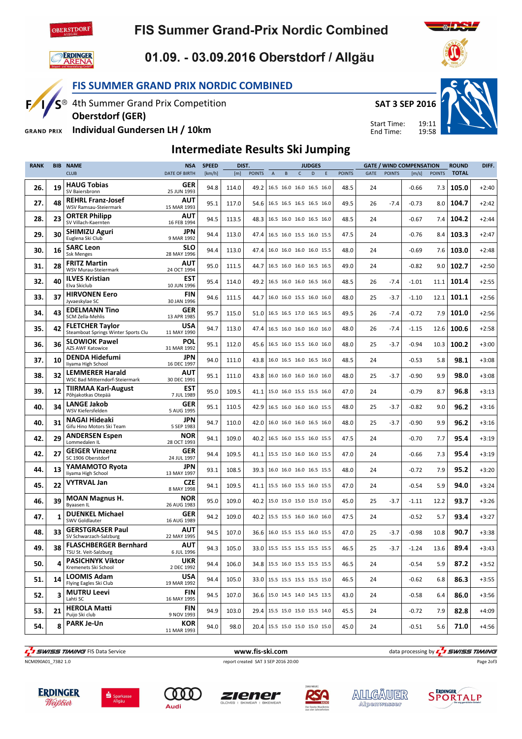# FIS Summer Grand-Prix Nordic Combined

## 01.09. - 03.09.2016 Oberstdorf / Allgäu

### FIS SUMMER GRAND PRIX NORDIC COMBINED

4th Summer Grand Prix Competition
**Oberstdorf (GER)**
**Individual Gundersen LH / 10km**

**SAT 3 SEP 2016**

Start Time: 19:11
End Time: 19:58

## Intermediate Results Ski Jumping

| RANK | BIB | NAME<br>CLUB | NSA<br>DATE OF BIRTH | SPEED<br>[km/h] | DIST.<br>[m] | DIST.<br>POINTS | JUDGES<br>A | B | C | D | E | JUDGES<br>POINTS | GATE | GATE<br>POINTS | WIND<br>[m/s] | WIND<br>POINTS | ROUND<br>TOTAL | DIFF. |
|---|---|---|---|---|---|---|---|---|---|---|---|---|---|---|---|---|---|---|
| 26. | 19 | **HAUG Tobias**<br>SV Baiersbronn | **GER**<br>25 JUN 1993 | 94.8 | 114.0 | 49.2 | 16.5 | 16.0 | 16.0 | 16.5 | 16.0 | 48.5 | 24 | | -0.66 | 7.3 | **105.0** | +2:40 |
| 27. | 48 | **REHRL Franz-Josef**<br>WSV Ramsau-Steiermark | **AUT**<br>15 MAR 1993 | 95.1 | 117.0 | 54.6 | 16.5 | 16.5 | 16.5 | 16.5 | 16.0 | 49.5 | 26 | -7.4 | -0.73 | 8.0 | **104.7** | +2:42 |
| 28. | 23 | **ORTER Philipp**<br>SV Villach-Kaernten | **AUT**<br>16 FEB 1994 | 94.5 | 113.5 | 48.3 | 16.5 | 16.0 | 16.0 | 16.5 | 16.0 | 48.5 | 24 | | -0.67 | 7.4 | **104.2** | +2:44 |
| 29. | 30 | **SHIMIZU Aguri**<br>Euglena Ski Club | **JPN**<br>9 MAR 1992 | 94.4 | 113.0 | 47.4 | 16.5 | 16.0 | 15.5 | 16.0 | 15.5 | 47.5 | 24 | | -0.76 | 8.4 | **103.3** | +2:47 |
| 30. | 16 | **SARC Leon**<br>Ssk Menges | **SLO**<br>28 MAY 1996 | 94.4 | 113.0 | 47.4 | 16.0 | 16.0 | 16.0 | 16.0 | 15.5 | 48.0 | 24 | | -0.69 | 7.6 | **103.0** | +2:48 |
| 31. | 28 | **FRITZ Martin**<br>WSV Murau-Steiermark | **AUT**<br>24 OCT 1994 | 95.0 | 111.5 | 44.7 | 16.5 | 16.0 | 16.0 | 16.5 | 16.5 | 49.0 | 24 | | -0.82 | 9.0 | **102.7** | +2:50 |
| 32. | 40 | **ILVES Kristian**<br>Elva Skiclub | **EST**<br>10 JUN 1996 | 95.4 | 114.0 | 49.2 | 16.5 | 16.0 | 16.0 | 16.5 | 16.0 | 48.5 | 26 | -7.4 | -1.01 | 11.1 | **101.4** | +2:55 |
| 33. | 37 | **HIRVONEN Eero**<br>Jyvaeskylae SC | **FIN**<br>30 JAN 1996 | 94.6 | 111.5 | 44.7 | 16.0 | 16.0 | 15.5 | 16.0 | 16.0 | 48.0 | 25 | -3.7 | -1.10 | 12.1 | **101.1** | +2:56 |
| 34. | 43 | **EDELMANN Tino**<br>SCM Zella-Mehlis | **GER**<br>13 APR 1985 | 95.7 | 115.0 | 51.0 | 16.5 | 16.5 | 17.0 | 16.5 | 16.5 | 49.5 | 26 | -7.4 | -0.72 | 7.9 | **101.0** | +2:56 |
| 35. | 42 | **FLETCHER Taylor**<br>Steamboat Springs Winter Sports Clu | **USA**<br>11 MAY 1990 | 94.7 | 113.0 | 47.4 | 16.5 | 16.0 | 16.0 | 16.0 | 16.0 | 48.0 | 26 | -7.4 | -1.15 | 12.6 | **100.6** | +2:58 |
| 36. | 36 | **SLOWIOK Pawel**<br>AZS AWF Katowice | **POL**<br>31 MAR 1992 | 95.1 | 112.0 | 45.6 | 16.5 | 16.0 | 15.5 | 16.0 | 16.0 | 48.0 | 25 | -3.7 | -0.94 | 10.3 | **100.2** | +3:00 |
| 37. | 10 | **DENDA Hidefumi**<br>Iiyama High School | **JPN**<br>16 DEC 1997 | 94.0 | 111.0 | 43.8 | 16.0 | 16.5 | 16.0 | 16.5 | 16.0 | 48.5 | 24 | | -0.53 | 5.8 | **98.1** | +3:08 |
| 38. | 32 | **LEMMERER Harald**<br>WSC Bad Mitterndorf-Steiermark | **AUT**<br>30 DEC 1991 | 95.1 | 111.0 | 43.8 | 16.0 | 16.0 | 16.0 | 16.0 | 16.0 | 48.0 | 25 | -3.7 | -0.90 | 9.9 | **98.0** | +3:08 |
| 39. | 12 | **TIIRMAA Karl-August**<br>Põhjakotkas Otepää | **EST**<br>7 JUL 1989 | 95.0 | 109.5 | 41.1 | 15.0 | 16.0 | 15.5 | 15.5 | 16.0 | 47.0 | 24 | | -0.79 | 8.7 | **96.8** | +3:13 |
| 40. | 34 | **LANGE Jakob**<br>WSV Kiefersfelden | **GER**<br>5 AUG 1995 | 95.1 | 110.5 | 42.9 | 16.5 | 16.0 | 16.0 | 16.0 | 15.5 | 48.0 | 25 | -3.7 | -0.82 | 9.0 | **96.2** | +3:16 |
| 40. | 31 | **NAGAI Hideaki**<br>Gifu Hino Motors Ski Team | **JPN**<br>5 SEP 1983 | 94.7 | 110.0 | 42.0 | 16.0 | 16.0 | 16.0 | 16.5 | 16.0 | 48.0 | 25 | -3.7 | -0.90 | 9.9 | **96.2** | +3:16 |
| 42. | 29 | **ANDERSEN Espen**<br>Lommedalen IL | **NOR**<br>28 OCT 1993 | 94.1 | 109.0 | 40.2 | 16.5 | 16.0 | 15.5 | 16.0 | 15.5 | 47.5 | 24 | | -0.70 | 7.7 | **95.4** | +3:19 |
| 42. | 27 | **GEIGER Vinzenz**<br>SC 1906 Oberstdorf | **GER**<br>24 JUL 1997 | 94.4 | 109.5 | 41.1 | 15.5 | 15.0 | 16.0 | 16.0 | 15.5 | 47.0 | 24 | | -0.66 | 7.3 | **95.4** | +3:19 |
| 44. | 13 | **YAMAMOTO Ryota**<br>Iiyama High School | **JPN**<br>13 MAY 1997 | 93.1 | 108.5 | 39.3 | 16.0 | 16.0 | 16.0 | 16.5 | 15.5 | 48.0 | 24 | | -0.72 | 7.9 | **95.2** | +3:20 |
| 45. | 22 | **VYTRVAL Jan** | **CZE**<br>8 MAY 1998 | 94.1 | 109.5 | 41.1 | 15.5 | 16.0 | 15.5 | 16.0 | 15.5 | 47.0 | 24 | | -0.54 | 5.9 | **94.0** | +3:24 |
| 46. | 39 | **MOAN Magnus H.**<br>Byaasen IL | **NOR**<br>26 AUG 1983 | 95.0 | 109.0 | 40.2 | 15.0 | 15.0 | 15.0 | 15.0 | 15.0 | 45.0 | 25 | -3.7 | -1.11 | 12.2 | **93.7** | +3:26 |
| 47. | 1 | **DUENKEL Michael**<br>SWV Goldlauter | **GER**<br>16 AUG 1989 | 94.2 | 109.0 | 40.2 | 15.5 | 15.5 | 16.0 | 16.0 | 16.0 | 47.5 | 24 | | -0.52 | 5.7 | **93.4** | +3:27 |
| 48. | 33 | **GERSTGRASER Paul**<br>SV Schwarzach-Salzburg | **AUT**<br>22 MAY 1995 | 94.5 | 107.0 | 36.6 | 16.0 | 15.5 | 15.5 | 16.0 | 15.5 | 47.0 | 25 | -3.7 | -0.98 | 10.8 | **90.7** | +3:38 |
| 49. | 38 | **FLASCHBERGER Bernhard**<br>TSU St. Veit-Salzburg | **AUT**<br>6 JUL 1996 | 94.3 | 105.0 | 33.0 | 15.5 | 15.5 | 15.5 | 15.5 | 15.5 | 46.5 | 25 | -3.7 | -1.24 | 13.6 | **89.4** | +3:43 |
| 50. | 4 | **PASICHNYK Viktor**<br>Kremenets Ski School | **UKR**<br>2 DEC 1992 | 94.4 | 106.0 | 34.8 | 15.5 | 16.0 | 15.5 | 15.5 | 15.5 | 46.5 | 24 | | -0.54 | 5.9 | **87.2** | +3:52 |
| 51. | 14 | **LOOMIS Adam**<br>Flying Eagles Ski Club | **USA**<br>19 MAR 1992 | 94.4 | 105.0 | 33.0 | 15.5 | 15.5 | 15.5 | 15.5 | 15.0 | 46.5 | 24 | | -0.62 | 6.8 | **86.3** | +3:55 |
| 52. | 3 | **MUTRU Leevi**<br>Lahti SC | **FIN**<br>16 MAY 1995 | 94.5 | 107.0 | 36.6 | 15.0 | 14.5 | 14.0 | 14.5 | 13.5 | 43.0 | 24 | | -0.58 | 6.4 | **86.0** | +3:56 |
| 53. | 21 | **HEROLA Matti**<br>Puijo Ski club | **FIN**<br>9 NOV 1993 | 94.9 | 103.0 | 29.4 | 15.5 | 15.0 | 15.0 | 15.5 | 14.0 | 45.5 | 24 | | -0.72 | 7.9 | **82.8** | +4:09 |
| 54. | 8 | **PARK Je-Un** | **KOR**<br>11 MAR 1993 | 94.0 | 98.0 | 20.4 | 15.5 | 15.0 | 15.0 | 15.0 | 15.0 | 45.0 | 24 | | -0.51 | 5.6 | **71.0** | +4:56 |

SWISS TIMING FIS Data Service — www.fis-ski.com — data processing by SWISS TIMING

NCM090A01_73B2 1.0 — report created SAT 3 SEP 2016 20:00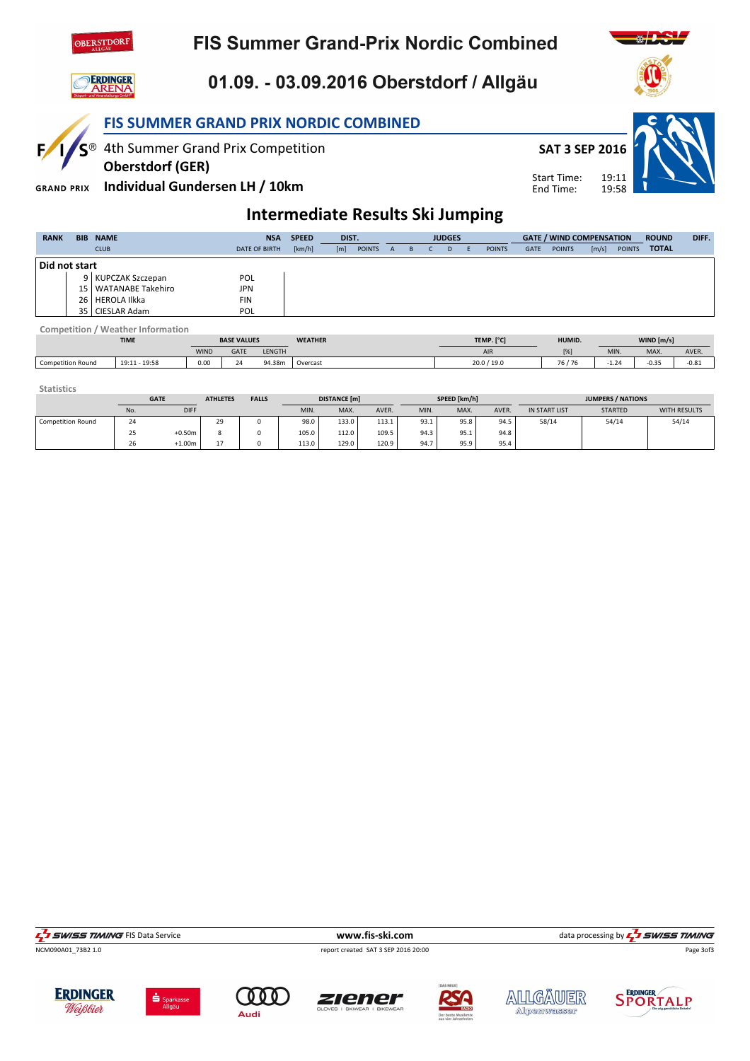# FIS Summer Grand-Prix Nordic Combined

## 01.09. - 03.09.2016 Oberstdorf / Allgäu

## FIS SUMMER GRAND PRIX NORDIC COMBINED

4th Summer Grand Prix Competition
**Oberstdorf (GER)**
**Individual Gundersen LH / 10km**

**SAT 3 SEP 2016**

Start Time: 19:11
End Time: 19:58

GRAND PRIX

## Intermediate Results Ski Jumping

| RANK | BIB | NAME / CLUB | NSA / DATE OF BIRTH | SPEED [km/h] | DIST. [m] | DIST. POINTS | A | B | C | D | E | JUDGES POINTS | GATE | GATE POINTS | WIND [m/s] | WIND POINTS | ROUND TOTAL | DIFF. |
|---|---|---|---|---|---|---|---|---|---|---|---|---|---|---|---|---|---|---|
| **Did not start** | | | | | | | | | | | | | | | | | | |
| | 9 | KUPCZAK Szczepan | POL | | | | | | | | | | | | | | | |
| | 15 | WATANABE Takehiro | JPN | | | | | | | | | | | | | | | |
| | 26 | HEROLA Ilkka | FIN | | | | | | | | | | | | | | | |
| | 35 | CIESLAR Adam | POL | | | | | | | | | | | | | | | |

### Competition / Weather Information

| | TIME | BASE VALUES WIND | BASE VALUES GATE | BASE VALUES LENGTH | WEATHER | TEMP. [°C] AIR | HUMID. [%] | WIND [m/s] MIN. | WIND [m/s] MAX. | WIND [m/s] AVER. |
|---|---|---|---|---|---|---|---|---|---|---|
| Competition Round | 19:11 - 19:58 | 0.00 | 24 | 94.38m | Overcast | 20.0 / 19.0 | 76 / 76 | -1.24 | -0.35 | -0.81 |

### Statistics

| | GATE No. | GATE DIFF | ATHLETES | FALLS | DISTANCE [m] MIN. | DISTANCE [m] MAX. | DISTANCE [m] AVER. | SPEED [km/h] MIN. | SPEED [km/h] MAX. | SPEED [km/h] AVER. | JUMPERS / NATIONS IN START LIST | JUMPERS / NATIONS STARTED | JUMPERS / NATIONS WITH RESULTS |
|---|---|---|---|---|---|---|---|---|---|---|---|---|---|
| Competition Round | 24 | | 29 | 0 | 98.0 | 133.0 | 113.1 | 93.1 | 95.8 | 94.5 | 58/14 | 54/14 | 54/14 |
| | 25 | +0.50m | 8 | 0 | 105.0 | 112.0 | 109.5 | 94.3 | 95.1 | 94.8 | | | |
| | 26 | +1.00m | 17 | 0 | 113.0 | 129.0 | 120.9 | 94.7 | 95.9 | 95.4 | | | |

SWISS TIMING FIS Data Service — www.fis-ski.com — data processing by SWISS TIMING

NCM090A01_73B2 1.0 — report created SAT 3 SEP 2016 20:00